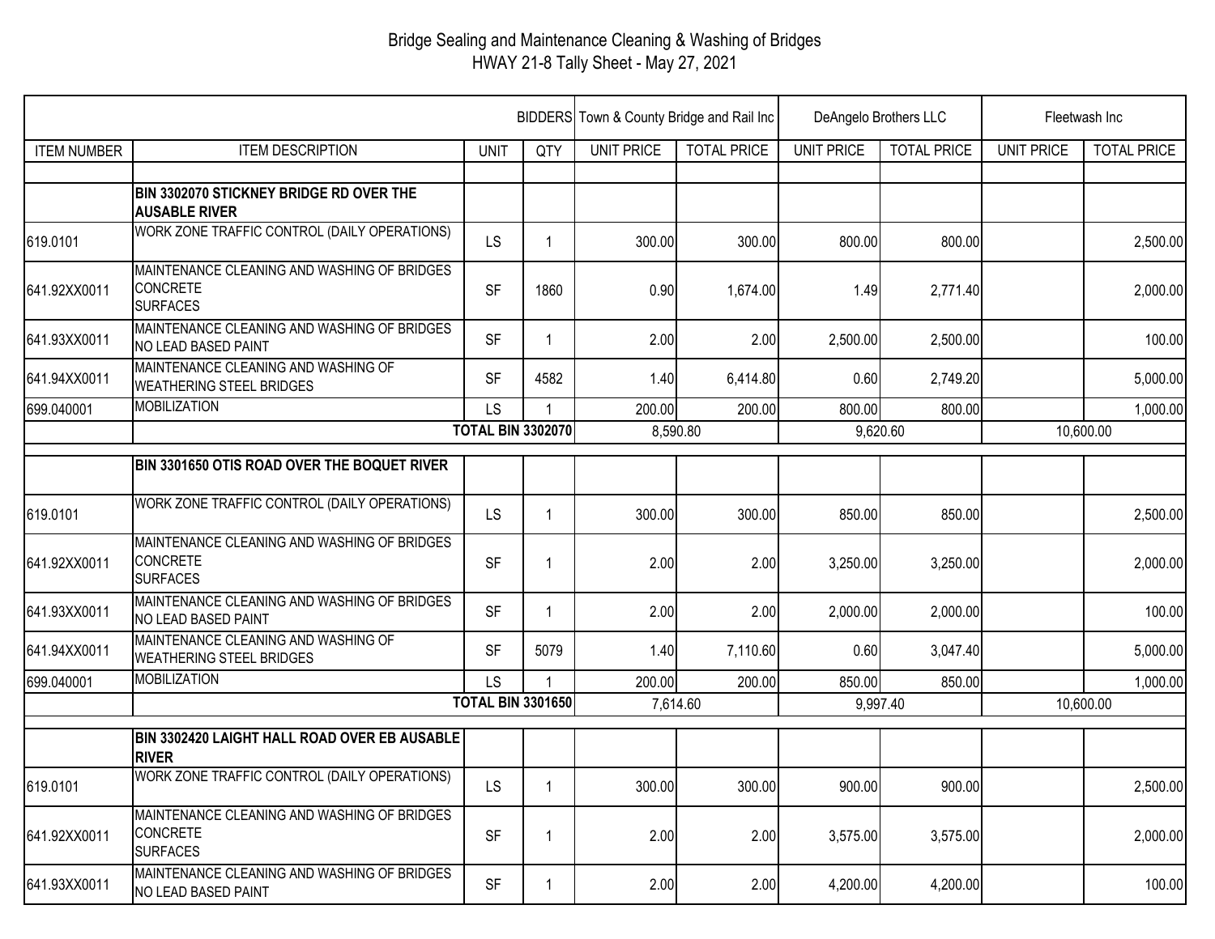# Bridge Sealing and Maintenance Cleaning & Washing of Bridges
## HWAY 21-8 Tally Sheet - May 27, 2021

| | | | BIDDERS | Town & County Bridge and Rail Inc | | DeAngelo Brothers LLC | | Fleetwash Inc | |
|---|---|---|---|---|---|---|---|---|---|
| ITEM NUMBER | ITEM DESCRIPTION | UNIT | QTY | UNIT PRICE | TOTAL PRICE | UNIT PRICE | TOTAL PRICE | UNIT PRICE | TOTAL PRICE |
| | | | | | | | | | |
| | **BIN 3302070 STICKNEY BRIDGE RD OVER THE AUSABLE RIVER** | | | | | | | | |
| 619.0101 | WORK ZONE TRAFFIC CONTROL (DAILY OPERATIONS) | LS | 1 | 300.00 | 300.00 | 800.00 | 800.00 | | 2,500.00 |
| 641.92XX0011 | MAINTENANCE CLEANING AND WASHING OF BRIDGES CONCRETE SURFACES | SF | 1860 | 0.90 | 1,674.00 | 1.49 | 2,771.40 | | 2,000.00 |
| 641.93XX0011 | MAINTENANCE CLEANING AND WASHING OF BRIDGES NO LEAD BASED PAINT | SF | 1 | 2.00 | 2.00 | 2,500.00 | 2,500.00 | | 100.00 |
| 641.94XX0011 | MAINTENANCE CLEANING AND WASHING OF WEATHERING STEEL BRIDGES | SF | 4582 | 1.40 | 6,414.80 | 0.60 | 2,749.20 | | 5,000.00 |
| 699.040001 | MOBILIZATION | LS | 1 | 200.00 | 200.00 | 800.00 | 800.00 | | 1,000.00 |
| | **TOTAL BIN 3302070** | | | 8,590.80 | | 9,620.60 | | 10,600.00 | |
| | | | | | | | | | |
| | **BIN 3301650 OTIS ROAD OVER THE BOQUET RIVER** | | | | | | | | |
| 619.0101 | WORK ZONE TRAFFIC CONTROL (DAILY OPERATIONS) | LS | 1 | 300.00 | 300.00 | 850.00 | 850.00 | | 2,500.00 |
| 641.92XX0011 | MAINTENANCE CLEANING AND WASHING OF BRIDGES CONCRETE SURFACES | SF | 1 | 2.00 | 2.00 | 3,250.00 | 3,250.00 | | 2,000.00 |
| 641.93XX0011 | MAINTENANCE CLEANING AND WASHING OF BRIDGES NO LEAD BASED PAINT | SF | 1 | 2.00 | 2.00 | 2,000.00 | 2,000.00 | | 100.00 |
| 641.94XX0011 | MAINTENANCE CLEANING AND WASHING OF WEATHERING STEEL BRIDGES | SF | 5079 | 1.40 | 7,110.60 | 0.60 | 3,047.40 | | 5,000.00 |
| 699.040001 | MOBILIZATION | LS | 1 | 200.00 | 200.00 | 850.00 | 850.00 | | 1,000.00 |
| | **TOTAL BIN 3301650** | | | 7,614.60 | | 9,997.40 | | 10,600.00 | |
| | | | | | | | | | |
| | **BIN 3302420 LAIGHT HALL ROAD OVER EB AUSABLE RIVER** | | | | | | | | |
| 619.0101 | WORK ZONE TRAFFIC CONTROL (DAILY OPERATIONS) | LS | 1 | 300.00 | 300.00 | 900.00 | 900.00 | | 2,500.00 |
| 641.92XX0011 | MAINTENANCE CLEANING AND WASHING OF BRIDGES CONCRETE SURFACES | SF | 1 | 2.00 | 2.00 | 3,575.00 | 3,575.00 | | 2,000.00 |
| 641.93XX0011 | MAINTENANCE CLEANING AND WASHING OF BRIDGES NO LEAD BASED PAINT | SF | 1 | 2.00 | 2.00 | 4,200.00 | 4,200.00 | | 100.00 |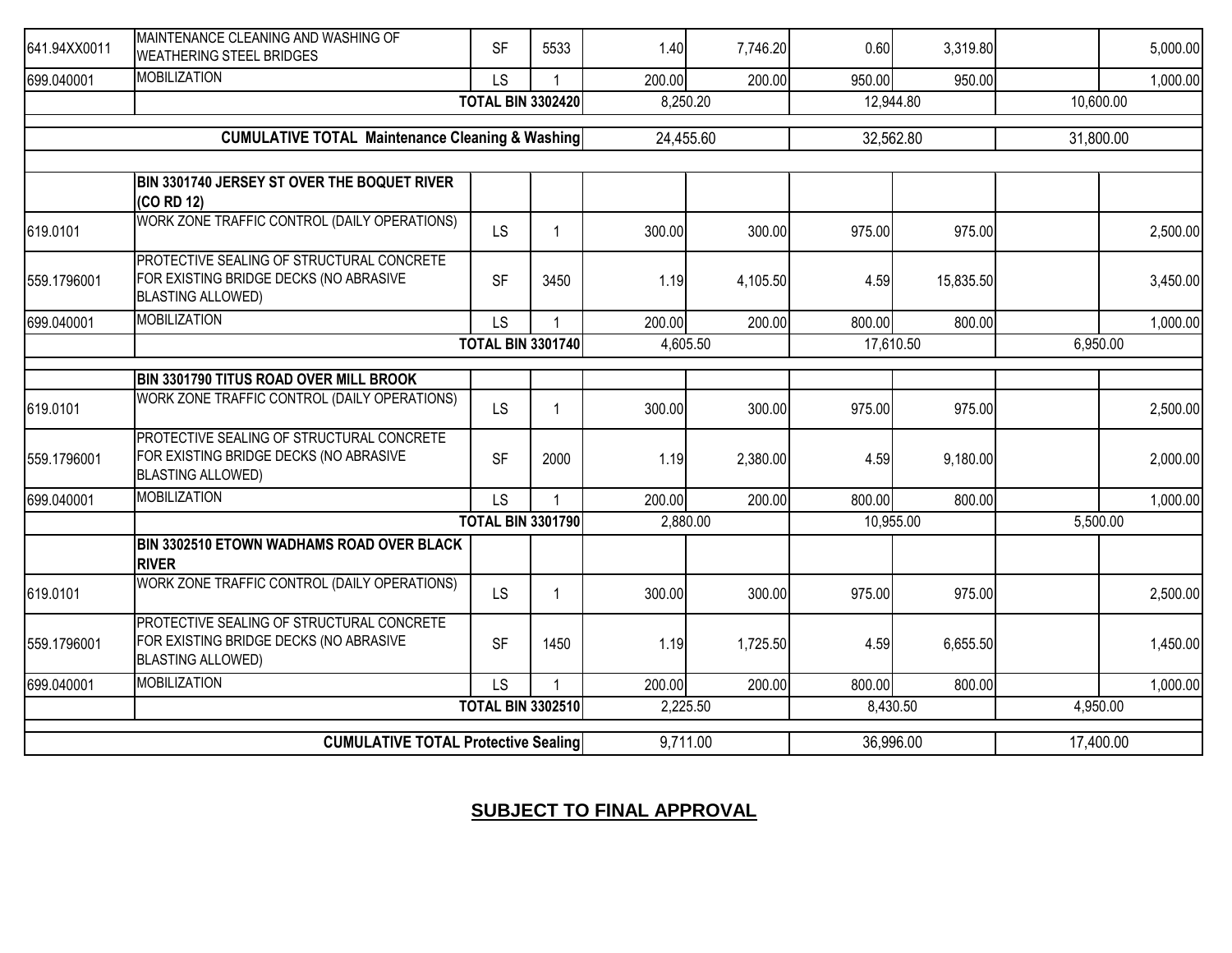| | | | | | | | | | |
|---|---|---|---|---|---|---|---|---|---|
| 641.94XX0011 | MAINTENANCE CLEANING AND WASHING OF WEATHERING STEEL BRIDGES | SF | 5533 | 1.40 | 7,746.20 | 0.60 | 3,319.80 | | 5,000.00 |
| 699.040001 | MOBILIZATION | LS | 1 | 200.00 | 200.00 | 950.00 | 950.00 | | 1,000.00 |
| | | TOTAL BIN 3302420 | | 8,250.20 | | 12,944.80 | | 10,600.00 | |
| | | | | | | | | | |
| **CUMULATIVE TOTAL Maintenance Cleaning & Washing** | | | | 24,455.60 | | 32,562.80 | | 31,800.00 | |
| | | | | | | | | | |
| | **BIN 3301740 JERSEY ST OVER THE BOQUET RIVER (CO RD 12)** | | | | | | | | |
| 619.0101 | WORK ZONE TRAFFIC CONTROL (DAILY OPERATIONS) | LS | 1 | 300.00 | 300.00 | 975.00 | 975.00 | | 2,500.00 |
| 559.1796001 | PROTECTIVE SEALING OF STRUCTURAL CONCRETE FOR EXISTING BRIDGE DECKS (NO ABRASIVE BLASTING ALLOWED) | SF | 3450 | 1.19 | 4,105.50 | 4.59 | 15,835.50 | | 3,450.00 |
| 699.040001 | MOBILIZATION | LS | 1 | 200.00 | 200.00 | 800.00 | 800.00 | | 1,000.00 |
| | | TOTAL BIN 3301740 | | 4,605.50 | | 17,610.50 | | 6,950.00 | |
| | | | | | | | | | |
| | **BIN 3301790 TITUS ROAD OVER MILL BROOK** | | | | | | | | |
| 619.0101 | WORK ZONE TRAFFIC CONTROL (DAILY OPERATIONS) | LS | 1 | 300.00 | 300.00 | 975.00 | 975.00 | | 2,500.00 |
| 559.1796001 | PROTECTIVE SEALING OF STRUCTURAL CONCRETE FOR EXISTING BRIDGE DECKS (NO ABRASIVE BLASTING ALLOWED) | SF | 2000 | 1.19 | 2,380.00 | 4.59 | 9,180.00 | | 2,000.00 |
| 699.040001 | MOBILIZATION | LS | 1 | 200.00 | 200.00 | 800.00 | 800.00 | | 1,000.00 |
| | | TOTAL BIN 3301790 | | 2,880.00 | | 10,955.00 | | 5,500.00 | |
| | **BIN 3302510 ETOWN WADHAMS ROAD OVER BLACK RIVER** | | | | | | | | |
| 619.0101 | WORK ZONE TRAFFIC CONTROL (DAILY OPERATIONS) | LS | 1 | 300.00 | 300.00 | 975.00 | 975.00 | | 2,500.00 |
| 559.1796001 | PROTECTIVE SEALING OF STRUCTURAL CONCRETE FOR EXISTING BRIDGE DECKS (NO ABRASIVE BLASTING ALLOWED) | SF | 1450 | 1.19 | 1,725.50 | 4.59 | 6,655.50 | | 1,450.00 |
| 699.040001 | MOBILIZATION | LS | 1 | 200.00 | 200.00 | 800.00 | 800.00 | | 1,000.00 |
| | | TOTAL BIN 3302510 | | 2,225.50 | | 8,430.50 | | 4,950.00 | |
| | | | | | | | | | |
| **CUMULATIVE TOTAL Protective Sealing** | | | | 9,711.00 | | 36,996.00 | | 17,400.00 | |

**SUBJECT TO FINAL APPROVAL**